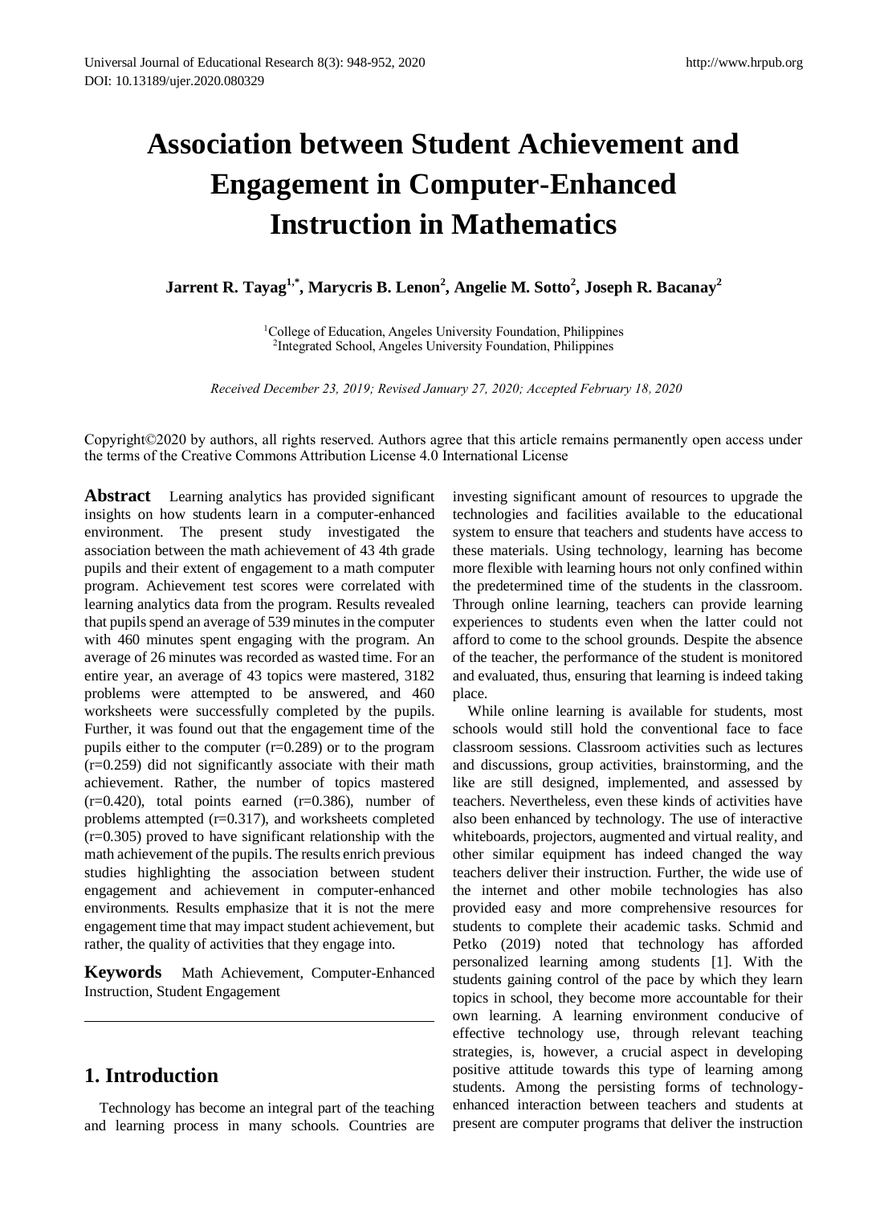# Association between Student Achievement and Engagement in Computer-Enhanced Instruction in Mathematics

**Jarrent R. Tayag[1,*], Marycris B. Lenon[2], Angelie M. Sotto[2], Joseph R. Bacanay[2]**

[1]College of Education, Angeles University Foundation, Philippines
[2]Integrated School, Angeles University Foundation, Philippines

*Received December 23, 2019; Revised January 27, 2020; Accepted February 18, 2020*

Copyright©2020 by authors, all rights reserved. Authors agree that this article remains permanently open access under the terms of the Creative Commons Attribution License 4.0 International License

**Abstract** Learning analytics has provided significant insights on how students learn in a computer-enhanced environment. The present study investigated the association between the math achievement of 43 4th grade pupils and their extent of engagement to a math computer program. Achievement test scores were correlated with learning analytics data from the program. Results revealed that pupils spend an average of 539 minutes in the computer with 460 minutes spent engaging with the program. An average of 26 minutes was recorded as wasted time. For an entire year, an average of 43 topics were mastered, 3182 problems were attempted to be answered, and 460 worksheets were successfully completed by the pupils. Further, it was found out that the engagement time of the pupils either to the computer (r=0.289) or to the program (r=0.259) did not significantly associate with their math achievement. Rather, the number of topics mastered (r=0.420), total points earned (r=0.386), number of problems attempted (r=0.317), and worksheets completed (r=0.305) proved to have significant relationship with the math achievement of the pupils. The results enrich previous studies highlighting the association between student engagement and achievement in computer-enhanced environments. Results emphasize that it is not the mere engagement time that may impact student achievement, but rather, the quality of activities that they engage into.

**Keywords** Math Achievement, Computer-Enhanced Instruction, Student Engagement

## 1. Introduction

Technology has become an integral part of the teaching and learning process in many schools. Countries are investing significant amount of resources to upgrade the technologies and facilities available to the educational system to ensure that teachers and students have access to these materials. Using technology, learning has become more flexible with learning hours not only confined within the predetermined time of the students in the classroom. Through online learning, teachers can provide learning experiences to students even when the latter could not afford to come to the school grounds. Despite the absence of the teacher, the performance of the student is monitored and evaluated, thus, ensuring that learning is indeed taking place.

While online learning is available for students, most schools would still hold the conventional face to face classroom sessions. Classroom activities such as lectures and discussions, group activities, brainstorming, and the like are still designed, implemented, and assessed by teachers. Nevertheless, even these kinds of activities have also been enhanced by technology. The use of interactive whiteboards, projectors, augmented and virtual reality, and other similar equipment has indeed changed the way teachers deliver their instruction. Further, the wide use of the internet and other mobile technologies has also provided easy and more comprehensive resources for students to complete their academic tasks. Schmid and Petko (2019) noted that technology has afforded personalized learning among students [1]. With the students gaining control of the pace by which they learn topics in school, they become more accountable for their own learning. A learning environment conducive of effective technology use, through relevant teaching strategies, is, however, a crucial aspect in developing positive attitude towards this type of learning among students. Among the persisting forms of technology-enhanced interaction between teachers and students at present are computer programs that deliver the instruction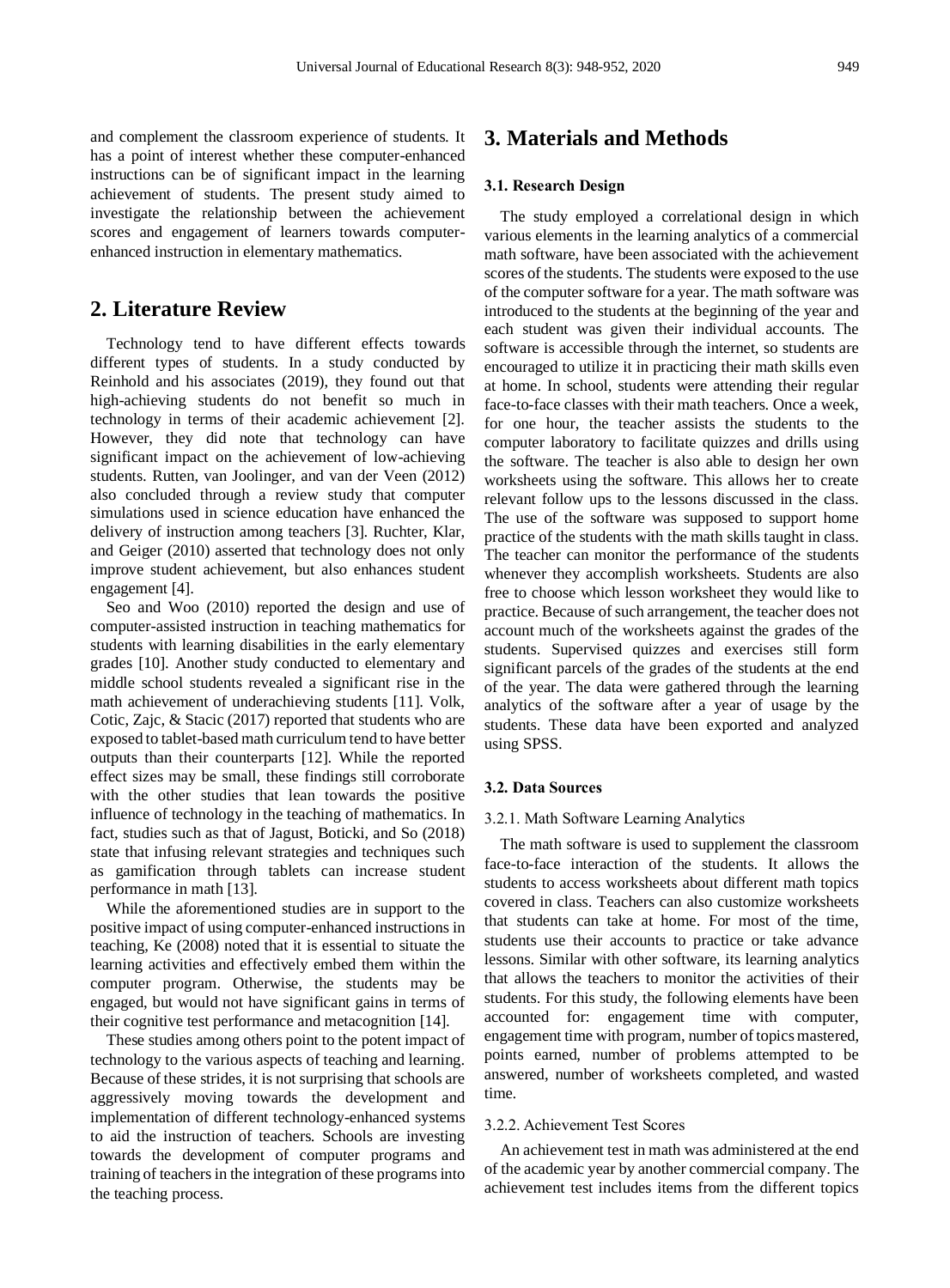and complement the classroom experience of students. It has a point of interest whether these computer-enhanced instructions can be of significant impact in the learning achievement of students. The present study aimed to investigate the relationship between the achievement scores and engagement of learners towards computer-enhanced instruction in elementary mathematics.

## 2. Literature Review

Technology tend to have different effects towards different types of students. In a study conducted by Reinhold and his associates (2019), they found out that high-achieving students do not benefit so much in technology in terms of their academic achievement [2]. However, they did note that technology can have significant impact on the achievement of low-achieving students. Rutten, van Joolinger, and van der Veen (2012) also concluded through a review study that computer simulations used in science education have enhanced the delivery of instruction among teachers [3]. Ruchter, Klar, and Geiger (2010) asserted that technology does not only improve student achievement, but also enhances student engagement [4].

Seo and Woo (2010) reported the design and use of computer-assisted instruction in teaching mathematics for students with learning disabilities in the early elementary grades [10]. Another study conducted to elementary and middle school students revealed a significant rise in the math achievement of underachieving students [11]. Volk, Cotic, Zajc, & Stacic (2017) reported that students who are exposed to tablet-based math curriculum tend to have better outputs than their counterparts [12]. While the reported effect sizes may be small, these findings still corroborate with the other studies that lean towards the positive influence of technology in the teaching of mathematics. In fact, studies such as that of Jagust, Boticki, and So (2018) state that infusing relevant strategies and techniques such as gamification through tablets can increase student performance in math [13].

While the aforementioned studies are in support to the positive impact of using computer-enhanced instructions in teaching, Ke (2008) noted that it is essential to situate the learning activities and effectively embed them within the computer program. Otherwise, the students may be engaged, but would not have significant gains in terms of their cognitive test performance and metacognition [14].

These studies among others point to the potent impact of technology to the various aspects of teaching and learning. Because of these strides, it is not surprising that schools are aggressively moving towards the development and implementation of different technology-enhanced systems to aid the instruction of teachers. Schools are investing towards the development of computer programs and training of teachers in the integration of these programs into the teaching process.

## 3. Materials and Methods

### 3.1. Research Design

The study employed a correlational design in which various elements in the learning analytics of a commercial math software, have been associated with the achievement scores of the students. The students were exposed to the use of the computer software for a year. The math software was introduced to the students at the beginning of the year and each student was given their individual accounts. The software is accessible through the internet, so students are encouraged to utilize it in practicing their math skills even at home. In school, students were attending their regular face-to-face classes with their math teachers. Once a week, for one hour, the teacher assists the students to the computer laboratory to facilitate quizzes and drills using the software. The teacher is also able to design her own worksheets using the software. This allows her to create relevant follow ups to the lessons discussed in the class. The use of the software was supposed to support home practice of the students with the math skills taught in class. The teacher can monitor the performance of the students whenever they accomplish worksheets. Students are also free to choose which lesson worksheet they would like to practice. Because of such arrangement, the teacher does not account much of the worksheets against the grades of the students. Supervised quizzes and exercises still form significant parcels of the grades of the students at the end of the year. The data were gathered through the learning analytics of the software after a year of usage by the students. These data have been exported and analyzed using SPSS.

### 3.2. Data Sources

#### 3.2.1. Math Software Learning Analytics

The math software is used to supplement the classroom face-to-face interaction of the students. It allows the students to access worksheets about different math topics covered in class. Teachers can also customize worksheets that students can take at home. For most of the time, students use their accounts to practice or take advance lessons. Similar with other software, its learning analytics that allows the teachers to monitor the activities of their students. For this study, the following elements have been accounted for: engagement time with computer, engagement time with program, number of topics mastered, points earned, number of problems attempted to be answered, number of worksheets completed, and wasted time.

#### 3.2.2. Achievement Test Scores

An achievement test in math was administered at the end of the academic year by another commercial company. The achievement test includes items from the different topics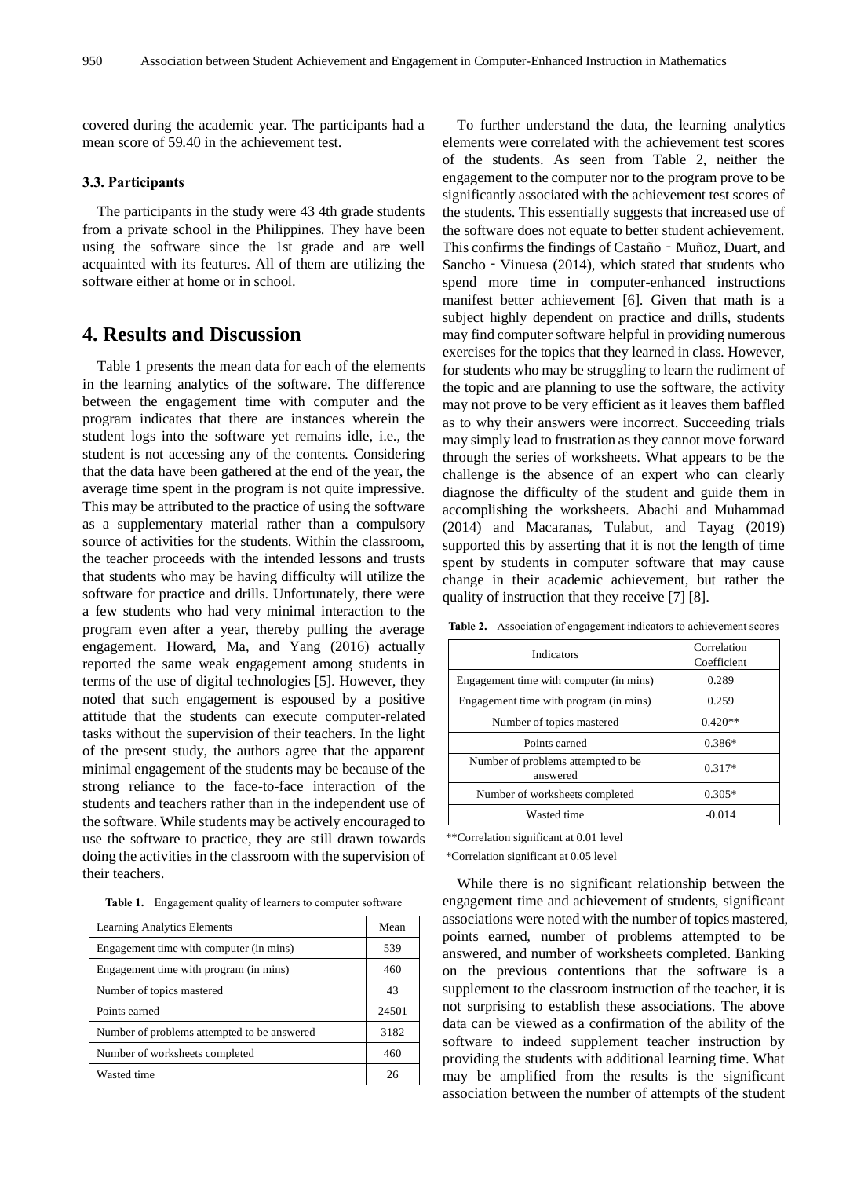covered during the academic year. The participants had a mean score of 59.40 in the achievement test.

### 3.3. Participants

The participants in the study were 43 4th grade students from a private school in the Philippines. They have been using the software since the 1st grade and are well acquainted with its features. All of them are utilizing the software either at home or in school.

## 4. Results and Discussion

Table 1 presents the mean data for each of the elements in the learning analytics of the software. The difference between the engagement time with computer and the program indicates that there are instances wherein the student logs into the software yet remains idle, i.e., the student is not accessing any of the contents. Considering that the data have been gathered at the end of the year, the average time spent in the program is not quite impressive. This may be attributed to the practice of using the software as a supplementary material rather than a compulsory source of activities for the students. Within the classroom, the teacher proceeds with the intended lessons and trusts that students who may be having difficulty will utilize the software for practice and drills. Unfortunately, there were a few students who had very minimal interaction to the program even after a year, thereby pulling the average engagement. Howard, Ma, and Yang (2016) actually reported the same weak engagement among students in terms of the use of digital technologies [5]. However, they noted that such engagement is espoused by a positive attitude that the students can execute computer-related tasks without the supervision of their teachers. In the light of the present study, the authors agree that the apparent minimal engagement of the students may be because of the strong reliance to the face-to-face interaction of the students and teachers rather than in the independent use of the software. While students may be actively encouraged to use the software to practice, they are still drawn towards doing the activities in the classroom with the supervision of their teachers.

**Table 1.** Engagement quality of learners to computer software

| Learning Analytics Elements | Mean |
|---|---|
| Engagement time with computer (in mins) | 539 |
| Engagement time with program (in mins) | 460 |
| Number of topics mastered | 43 |
| Points earned | 24501 |
| Number of problems attempted to be answered | 3182 |
| Number of worksheets completed | 460 |
| Wasted time | 26 |

To further understand the data, the learning analytics elements were correlated with the achievement test scores of the students. As seen from Table 2, neither the engagement to the computer nor to the program prove to be significantly associated with the achievement test scores of the students. This essentially suggests that increased use of the software does not equate to better student achievement. This confirms the findings of Castaño‐Muñoz, Duart, and Sancho‐Vinuesa (2014), which stated that students who spend more time in computer-enhanced instructions manifest better achievement [6]. Given that math is a subject highly dependent on practice and drills, students may find computer software helpful in providing numerous exercises for the topics that they learned in class. However, for students who may be struggling to learn the rudiment of the topic and are planning to use the software, the activity may not prove to be very efficient as it leaves them baffled as to why their answers were incorrect. Succeeding trials may simply lead to frustration as they cannot move forward through the series of worksheets. What appears to be the challenge is the absence of an expert who can clearly diagnose the difficulty of the student and guide them in accomplishing the worksheets. Abachi and Muhammad (2014) and Macaranas, Tulabut, and Tayag (2019) supported this by asserting that it is not the length of time spent by students in computer software that may cause change in their academic achievement, but rather the quality of instruction that they receive [7] [8].

**Table 2.** Association of engagement indicators to achievement scores

| Indicators | Correlation Coefficient |
|---|---|
| Engagement time with computer (in mins) | 0.289 |
| Engagement time with program (in mins) | 0.259 |
| Number of topics mastered | 0.420** |
| Points earned | 0.386* |
| Number of problems attempted to be answered | 0.317* |
| Number of worksheets completed | 0.305* |
| Wasted time | -0.014 |

**Correlation significant at 0.01 level

*Correlation significant at 0.05 level

While there is no significant relationship between the engagement time and achievement of students, significant associations were noted with the number of topics mastered, points earned, number of problems attempted to be answered, and number of worksheets completed. Banking on the previous contentions that the software is a supplement to the classroom instruction of the teacher, it is not surprising to establish these associations. The above data can be viewed as a confirmation of the ability of the software to indeed supplement teacher instruction by providing the students with additional learning time. What may be amplified from the results is the significant association between the number of attempts of the student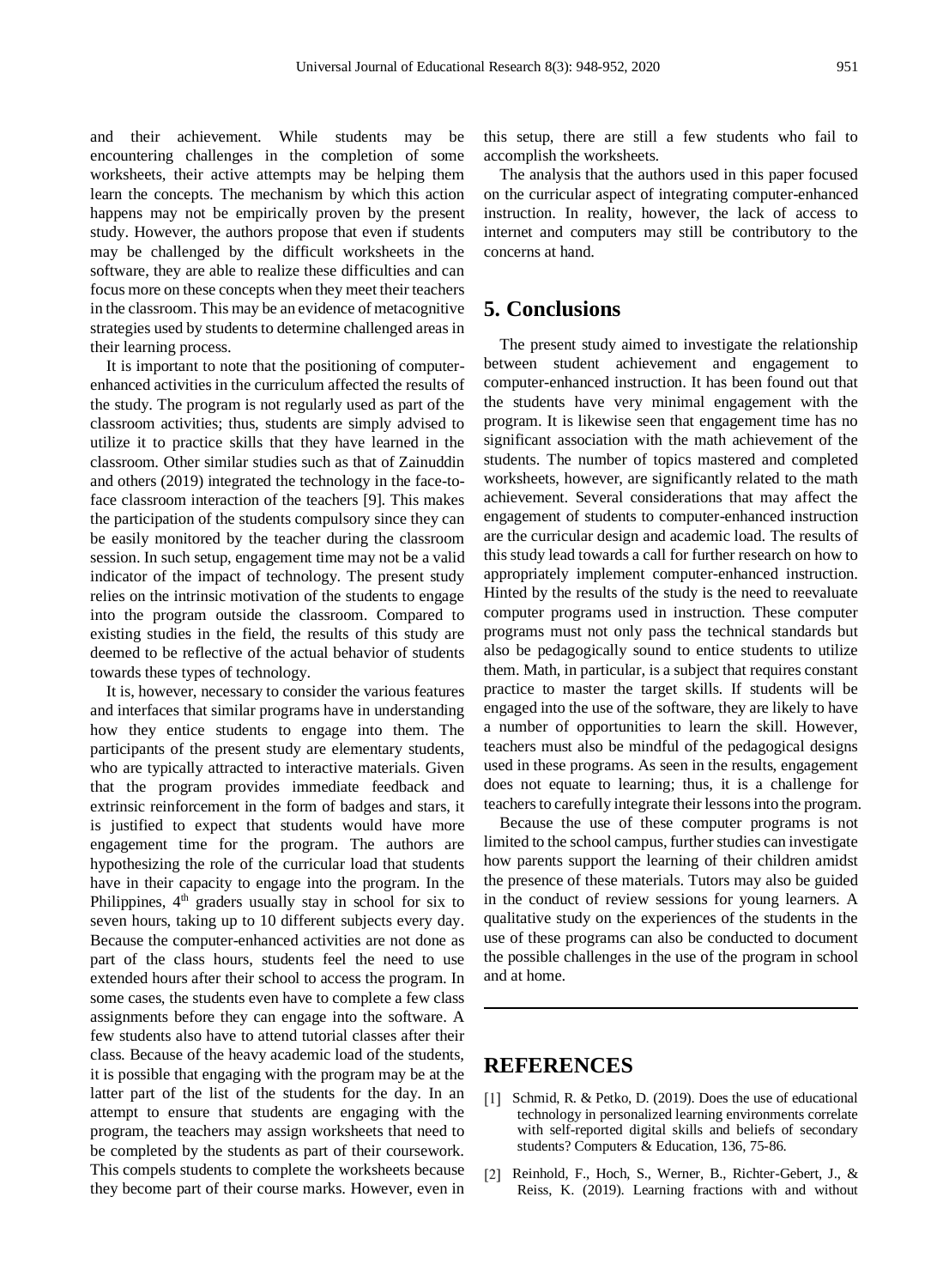and their achievement. While students may be encountering challenges in the completion of some worksheets, their active attempts may be helping them learn the concepts. The mechanism by which this action happens may not be empirically proven by the present study. However, the authors propose that even if students may be challenged by the difficult worksheets in the software, they are able to realize these difficulties and can focus more on these concepts when they meet their teachers in the classroom. This may be an evidence of metacognitive strategies used by students to determine challenged areas in their learning process.

It is important to note that the positioning of computer-enhanced activities in the curriculum affected the results of the study. The program is not regularly used as part of the classroom activities; thus, students are simply advised to utilize it to practice skills that they have learned in the classroom. Other similar studies such as that of Zainuddin and others (2019) integrated the technology in the face-to-face classroom interaction of the teachers [9]. This makes the participation of the students compulsory since they can be easily monitored by the teacher during the classroom session. In such setup, engagement time may not be a valid indicator of the impact of technology. The present study relies on the intrinsic motivation of the students to engage into the program outside the classroom. Compared to existing studies in the field, the results of this study are deemed to be reflective of the actual behavior of students towards these types of technology.

It is, however, necessary to consider the various features and interfaces that similar programs have in understanding how they entice students to engage into them. The participants of the present study are elementary students, who are typically attracted to interactive materials. Given that the program provides immediate feedback and extrinsic reinforcement in the form of badges and stars, it is justified to expect that students would have more engagement time for the program. The authors are hypothesizing the role of the curricular load that students have in their capacity to engage into the program. In the Philippines, 4th graders usually stay in school for six to seven hours, taking up to 10 different subjects every day. Because the computer-enhanced activities are not done as part of the class hours, students feel the need to use extended hours after their school to access the program. In some cases, the students even have to complete a few class assignments before they can engage into the software. A few students also have to attend tutorial classes after their class. Because of the heavy academic load of the students, it is possible that engaging with the program may be at the latter part of the list of the students for the day. In an attempt to ensure that students are engaging with the program, the teachers may assign worksheets that need to be completed by the students as part of their coursework. This compels students to complete the worksheets because they become part of their course marks. However, even in this setup, there are still a few students who fail to accomplish the worksheets.

The analysis that the authors used in this paper focused on the curricular aspect of integrating computer-enhanced instruction. In reality, however, the lack of access to internet and computers may still be contributory to the concerns at hand.

## 5. Conclusions

The present study aimed to investigate the relationship between student achievement and engagement to computer-enhanced instruction. It has been found out that the students have very minimal engagement with the program. It is likewise seen that engagement time has no significant association with the math achievement of the students. The number of topics mastered and completed worksheets, however, are significantly related to the math achievement. Several considerations that may affect the engagement of students to computer-enhanced instruction are the curricular design and academic load. The results of this study lead towards a call for further research on how to appropriately implement computer-enhanced instruction. Hinted by the results of the study is the need to reevaluate computer programs used in instruction. These computer programs must not only pass the technical standards but also be pedagogically sound to entice students to utilize them. Math, in particular, is a subject that requires constant practice to master the target skills. If students will be engaged into the use of the software, they are likely to have a number of opportunities to learn the skill. However, teachers must also be mindful of the pedagogical designs used in these programs. As seen in the results, engagement does not equate to learning; thus, it is a challenge for teachers to carefully integrate their lessons into the program.

Because the use of these computer programs is not limited to the school campus, further studies can investigate how parents support the learning of their children amidst the presence of these materials. Tutors may also be guided in the conduct of review sessions for young learners. A qualitative study on the experiences of the students in the use of these programs can also be conducted to document the possible challenges in the use of the program in school and at home.

## REFERENCES

[1] Schmid, R. & Petko, D. (2019). Does the use of educational technology in personalized learning environments correlate with self-reported digital skills and beliefs of secondary students? Computers & Education, 136, 75-86.

[2] Reinhold, F., Hoch, S., Werner, B., Richter-Gebert, J., & Reiss, K. (2019). Learning fractions with and without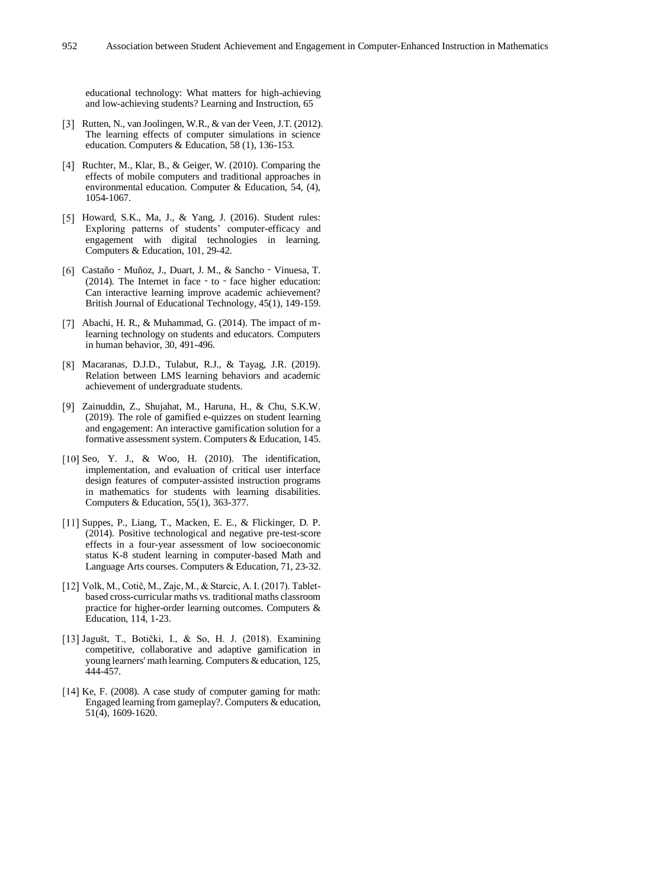educational technology: What matters for high-achieving and low-achieving students? Learning and Instruction, 65

[3] Rutten, N., van Joolingen, W.R., & van der Veen, J.T. (2012). The learning effects of computer simulations in science education. Computers & Education, 58 (1), 136-153.

[4] Ruchter, M., Klar, B., & Geiger, W. (2010). Comparing the effects of mobile computers and traditional approaches in environmental education. Computer & Education, 54, (4), 1054-1067.

[5] Howard, S.K., Ma, J., & Yang, J. (2016). Student rules: Exploring patterns of students' computer-efficacy and engagement with digital technologies in learning. Computers & Education, 101, 29-42.

[6] Castaño‐Muñoz, J., Duart, J. M., & Sancho‐Vinuesa, T. (2014). The Internet in face‐to‐face higher education: Can interactive learning improve academic achievement? British Journal of Educational Technology, 45(1), 149-159.

[7] Abachi, H. R., & Muhammad, G. (2014). The impact of m-learning technology on students and educators. Computers in human behavior, 30, 491-496.

[8] Macaranas, D.J.D., Tulabut, R.J., & Tayag, J.R. (2019). Relation between LMS learning behaviors and academic achievement of undergraduate students.

[9] Zainuddin, Z., Shujahat, M., Haruna, H., & Chu, S.K.W. (2019). The role of gamified e-quizzes on student learning and engagement: An interactive gamification solution for a formative assessment system. Computers & Education, 145.

[10] Seo, Y. J., & Woo, H. (2010). The identification, implementation, and evaluation of critical user interface design features of computer-assisted instruction programs in mathematics for students with learning disabilities. Computers & Education, 55(1), 363-377.

[11] Suppes, P., Liang, T., Macken, E. E., & Flickinger, D. P. (2014). Positive technological and negative pre-test-score effects in a four-year assessment of low socioeconomic status K-8 student learning in computer-based Math and Language Arts courses. Computers & Education, 71, 23-32.

[12] Volk, M., Cotič, M., Zajc, M., & Starcic, A. I. (2017). Tablet-based cross-curricular maths vs. traditional maths classroom practice for higher-order learning outcomes. Computers & Education, 114, 1-23.

[13] Jagušt, T., Botički, I., & So, H. J. (2018). Examining competitive, collaborative and adaptive gamification in young learners' math learning. Computers & education, 125, 444-457.

[14] Ke, F. (2008). A case study of computer gaming for math: Engaged learning from gameplay?. Computers & education, 51(4), 1609-1620.